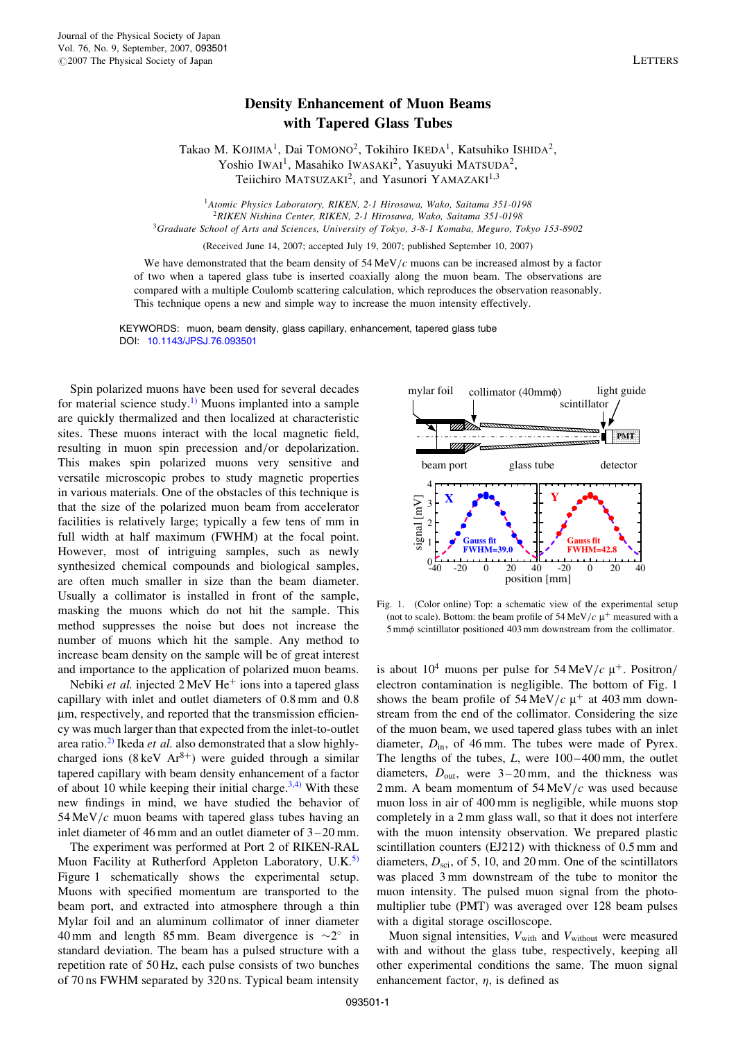# Density Enhancement of Muon Beams with Tapered Glass Tubes

Takao M. Kojima[1], Dai Tomono[2], Tokihiro Ikeda[1], Katsuhiko Ishida[2], Yoshio Iwai[1], Masahiko Iwasaki[2], Yasuyuki Matsuda[2], Teiichiro Matsuzaki[2], and Yasunori Yamazaki[1,3]

[1]*Atomic Physics Laboratory, RIKEN, 2-1 Hirosawa, Wako, Saitama 351-0198*
[2]*RIKEN Nishina Center, RIKEN, 2-1 Hirosawa, Wako, Saitama 351-0198*
[3]*Graduate School of Arts and Sciences, University of Tokyo, 3-8-1 Komaba, Meguro, Tokyo 153-8902*

(Received June 14, 2007; accepted July 19, 2007; published September 10, 2007)

We have demonstrated that the beam density of 54 MeV/$c$ muons can be increased almost by a factor of two when a tapered glass tube is inserted coaxially along the muon beam. The observations are compared with a multiple Coulomb scattering calculation, which reproduces the observation reasonably. This technique opens a new and simple way to increase the muon intensity effectively.

KEYWORDS: muon, beam density, glass capillary, enhancement, tapered glass tube
DOI: 10.1143/JPSJ.76.093501

Spin polarized muons have been used for several decades for material science study.[1)] Muons implanted into a sample are quickly thermalized and then localized at characteristic sites. These muons interact with the local magnetic field, resulting in muon spin precession and/or depolarization. This makes spin polarized muons very sensitive and versatile microscopic probes to study magnetic properties in various materials. One of the obstacles of this technique is that the size of the polarized muon beam from accelerator facilities is relatively large; typically a few tens of mm in full width at half maximum (FWHM) at the focal point. However, most of intriguing samples, such as newly synthesized chemical compounds and biological samples, are often much smaller in size than the beam diameter. Usually a collimator is installed in front of the sample, masking the muons which do not hit the sample. This method suppresses the noise but does not increase the number of muons which hit the sample. Any method to increase beam density on the sample will be of great interest and importance to the application of polarized muon beams.

Nebiki *et al.* injected 2 MeV $He^{+}$ ions into a tapered glass capillary with inlet and outlet diameters of 0.8 mm and 0.8 μm, respectively, and reported that the transmission efficiency was much larger than that expected from the inlet-to-outlet area ratio.[2)] Ikeda *et al.* also demonstrated that a slow highly-charged ions (8 keV $Ar^{8+}$) were guided through a similar tapered capillary with beam density enhancement of a factor of about 10 while keeping their initial charge.[3,4)] With these new findings in mind, we have studied the behavior of 54 MeV/$c$ muon beams with tapered glass tubes having an inlet diameter of 46 mm and an outlet diameter of 3–20 mm.

The experiment was performed at Port 2 of RIKEN-RAL Muon Facility at Rutherford Appleton Laboratory, U.K.[5)] Figure 1 schematically shows the experimental setup. Muons with specified momentum are transported to the beam port, and extracted into atmosphere through a thin Mylar foil and an aluminum collimator of inner diameter 40 mm and length 85 mm. Beam divergence is ~2° in standard deviation. The beam has a pulsed structure with a repetition rate of 50 Hz, each pulse consists of two bunches of 70 ns FWHM separated by 320 ns. Typical beam intensity is about $10^4$ muons per pulse for 54 MeV/$c$ $\mu^{+}$. Positron/electron contamination is negligible. The bottom of Fig. 1 shows the beam profile of 54 MeV/$c$ $\mu^{+}$ at 403 mm downstream from the end of the collimator. Considering the size of the muon beam, we used tapered glass tubes with an inlet diameter, $D_{\rm in}$, of 46 mm. The tubes were made of Pyrex. The lengths of the tubes, $L$, were 100–400 mm, the outlet diameters, $D_{\rm out}$, were 3–20 mm, and the thickness was 2 mm. A beam momentum of 54 MeV/$c$ was used because muon loss in air of 400 mm is negligible, while muons stop completely in a 2 mm glass wall, so that it does not interfere with the muon intensity observation. We prepared plastic scintillation counters (EJ212) with thickness of 0.5 mm and diameters, $D_{\rm sci}$, of 5, 10, and 20 mm. One of the scintillators was placed 3 mm downstream of the tube to monitor the muon intensity. The pulsed muon signal from the photomultiplier tube (PMT) was averaged over 128 beam pulses with a digital storage oscilloscope.

Fig. 1. (Color online) Top: a schematic view of the experimental setup (not to scale). Bottom: the beam profile of 54 MeV/$c$ $\mu^{+}$ measured with a 5 mmϕ scintillator positioned 403 mm downstream from the collimator.

Muon signal intensities, $V_{\rm with}$ and $V_{\rm without}$ were measured with and without the glass tube, respectively, keeping all other experimental conditions the same. The muon signal enhancement factor, $\eta$, is defined as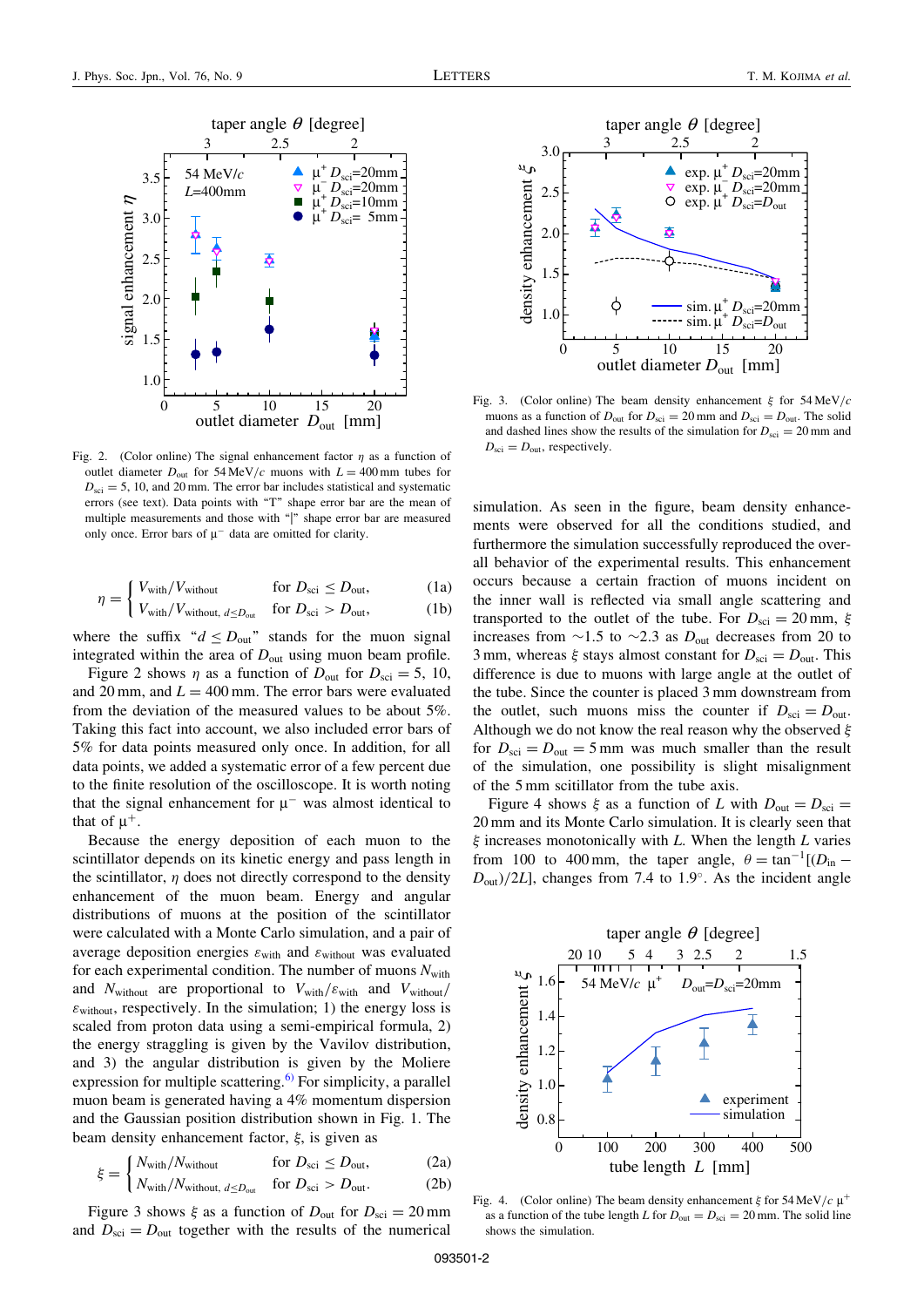Fig. 2. (Color online) The signal enhancement factor $\eta$ as a function of outlet diameter $D_{out}$ for 54 MeV/$c$ muons with $L = 400$ mm tubes for $D_{sci} = 5$, 10, and 20 mm. The error bar includes statistical and systematic errors (see text). Data points with "T" shape error bar are the mean of multiple measurements and those with "|" shape error bar are measured only once. Error bars of $\mu^-$ data are omitted for clarity.

$$\eta = \begin{cases} V_{with}/V_{without} & \text{for } D_{sci} \le D_{out}, \quad (1a) \\ V_{with}/V_{without,\, d \le D_{out}} & \text{for } D_{sci} > D_{out}, \quad (1b) \end{cases}$$

where the suffix "$d \le D_{out}$" stands for the muon signal integrated within the area of $D_{out}$ using muon beam profile.

Figure 2 shows $\eta$ as a function of $D_{out}$ for $D_{sci} = 5$, 10, and 20 mm, and $L = 400$ mm. The error bars were evaluated from the deviation of the measured values to be about 5%. Taking this fact into account, we also included error bars of 5% for data points measured only once. In addition, for all data points, we added a systematic error of a few percent due to the finite resolution of the oscilloscope. It is worth noting that the signal enhancement for $\mu^-$ was almost identical to that of $\mu^+$.

Because the energy deposition of each muon to the scintillator depends on its kinetic energy and pass length in the scintillator, $\eta$ does not directly correspond to the density enhancement of the muon beam. Energy and angular distributions of muons at the position of the scintillator were calculated with a Monte Carlo simulation, and a pair of average deposition energies $\varepsilon_{with}$ and $\varepsilon_{without}$ was evaluated for each experimental condition. The number of muons $N_{with}$ and $N_{without}$ are proportional to $V_{with}/\varepsilon_{with}$ and $V_{without}/\varepsilon_{without}$, respectively. In the simulation; 1) the energy loss is scaled from proton data using a semi-empirical formula, 2) the energy straggling is given by the Vavilov distribution, and 3) the angular distribution is given by the Moliere expression for multiple scattering.[6] For simplicity, a parallel muon beam is generated having a 4% momentum dispersion and the Gaussian position distribution shown in Fig. 1. The beam density enhancement factor, $\xi$, is given as

$$\xi = \begin{cases} N_{with}/N_{without} & \text{for } D_{sci} \le D_{out}, \quad (2a) \\ N_{with}/N_{without,\, d \le D_{out}} & \text{for } D_{sci} > D_{out}. \quad (2b) \end{cases}$$

Figure 3 shows $\xi$ as a function of $D_{out}$ for $D_{sci} = 20$ mm and $D_{sci} = D_{out}$ together with the results of the numerical simulation. As seen in the figure, beam density enhancements were observed for all the conditions studied, and furthermore the simulation successfully reproduced the overall behavior of the experimental results. This enhancement occurs because a certain fraction of muons incident on the inner wall is reflected via small angle scattering and transported to the outlet of the tube. For $D_{sci} = 20$ mm, $\xi$ increases from ~1.5 to ~2.3 as $D_{out}$ decreases from 20 to 3 mm, whereas $\xi$ stays almost constant for $D_{sci} = D_{out}$. This difference is due to muons with large angle at the outlet of the tube. Since the counter is placed 3 mm downstream from the outlet, such muons miss the counter if $D_{sci} = D_{out}$. Although we do not know the real reason why the observed $\xi$ for $D_{sci} = D_{out} = 5$ mm was much smaller than the result of the simulation, one possibility is slight misalignment of the 5 mm scintillator from the tube axis.

Fig. 3. (Color online) The beam density enhancement $\xi$ for 54 MeV/$c$ muons as a function of $D_{out}$ for $D_{sci} = 20$ mm and $D_{sci} = D_{out}$. The solid and dashed lines show the results of the simulation for $D_{sci} = 20$ mm and $D_{sci} = D_{out}$, respectively.

Figure 4 shows $\xi$ as a function of $L$ with $D_{out} = D_{sci} = 20$ mm and its Monte Carlo simulation. It is clearly seen that $\xi$ increases monotonically with $L$. When the length $L$ varies from 100 to 400 mm, the taper angle, $\theta = \tan^{-1}[(D_{in} - D_{out})/2L]$, changes from 7.4 to 1.9°. As the incident angle

Fig. 4. (Color online) The beam density enhancement $\xi$ for 54 MeV/$c$ $\mu^+$ as a function of the tube length $L$ for $D_{out} = D_{sci} = 20$ mm. The solid line shows the simulation.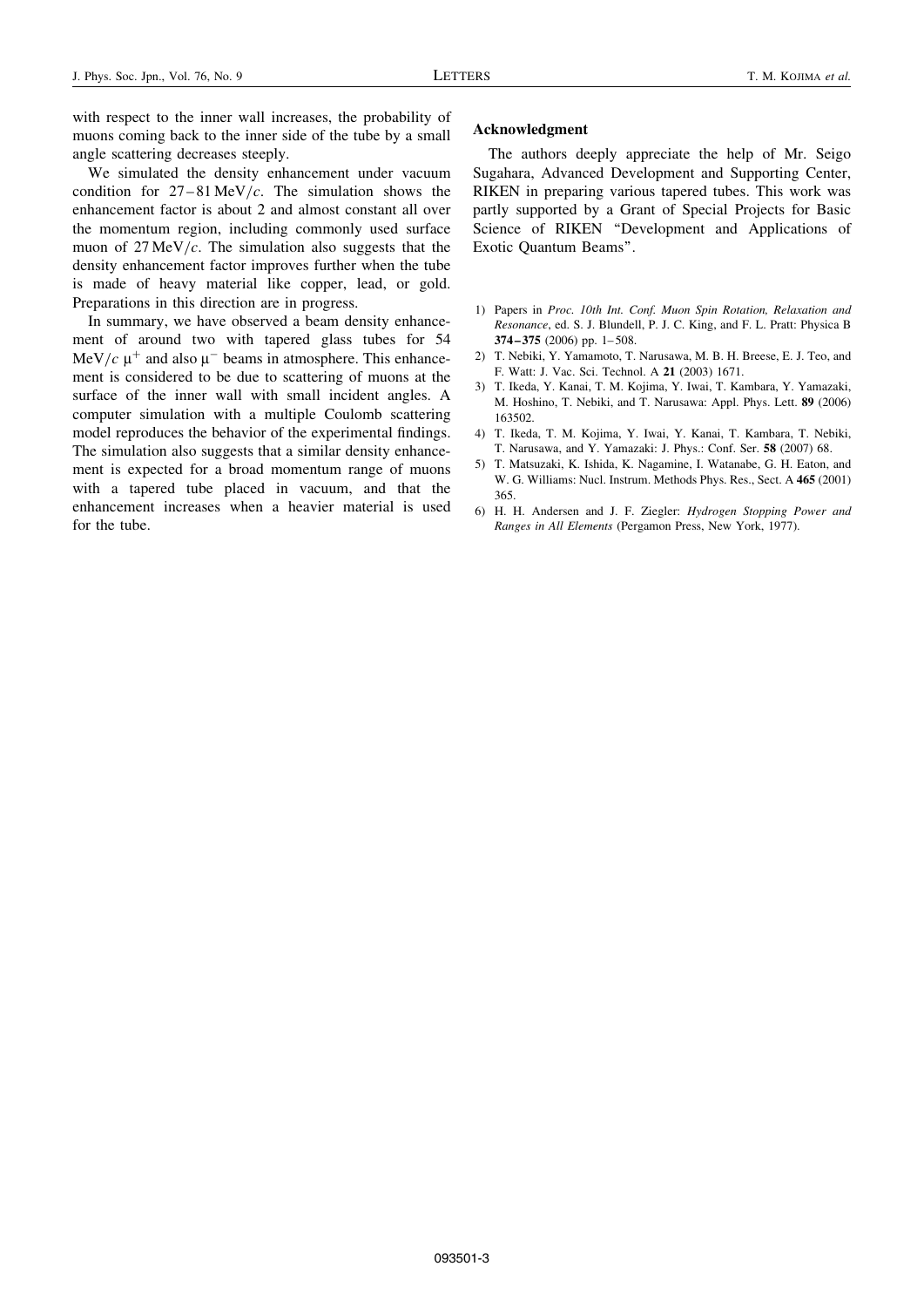with respect to the inner wall increases, the probability of muons coming back to the inner side of the tube by a small angle scattering decreases steeply.

We simulated the density enhancement under vacuum condition for 27–81 MeV/$c$. The simulation shows the enhancement factor is about 2 and almost constant all over the momentum region, including commonly used surface muon of 27 MeV/$c$. The simulation also suggests that the density enhancement factor improves further when the tube is made of heavy material like copper, lead, or gold. Preparations in this direction are in progress.

In summary, we have observed a beam density enhancement of around two with tapered glass tubes for 54 MeV/$c$ $\mu^+$ and also $\mu^-$ beams in atmosphere. This enhancement is considered to be due to scattering of muons at the surface of the inner wall with small incident angles. A computer simulation with a multiple Coulomb scattering model reproduces the behavior of the experimental findings. The simulation also suggests that a similar density enhancement is expected for a broad momentum range of muons with a tapered tube placed in vacuum, and that the enhancement increases when a heavier material is used for the tube.

## Acknowledgment

The authors deeply appreciate the help of Mr. Seigo Sugahara, Advanced Development and Supporting Center, RIKEN in preparing various tapered tubes. This work was partly supported by a Grant of Special Projects for Basic Science of RIKEN "Development and Applications of Exotic Quantum Beams".

1) Papers in *Proc. 10th Int. Conf. Muon Spin Rotation, Relaxation and Resonance*, ed. S. J. Blundell, P. J. C. King, and F. L. Pratt: Physica B **374–375** (2006) pp. 1–508.
2) T. Nebiki, Y. Yamamoto, T. Narusawa, M. B. H. Breese, E. J. Teo, and F. Watt: J. Vac. Sci. Technol. A **21** (2003) 1671.
3) T. Ikeda, Y. Kanai, T. M. Kojima, Y. Iwai, T. Kambara, Y. Yamazaki, M. Hoshino, T. Nebiki, and T. Narusawa: Appl. Phys. Lett. **89** (2006) 163502.
4) T. Ikeda, T. M. Kojima, Y. Iwai, Y. Kanai, T. Kambara, T. Nebiki, T. Narusawa, and Y. Yamazaki: J. Phys.: Conf. Ser. **58** (2007) 68.
5) T. Matsuzaki, K. Ishida, K. Nagamine, I. Watanabe, G. H. Eaton, and W. G. Williams: Nucl. Instrum. Methods Phys. Res., Sect. A **465** (2001) 365.
6) H. H. Andersen and J. F. Ziegler: *Hydrogen Stopping Power and Ranges in All Elements* (Pergamon Press, New York, 1977).